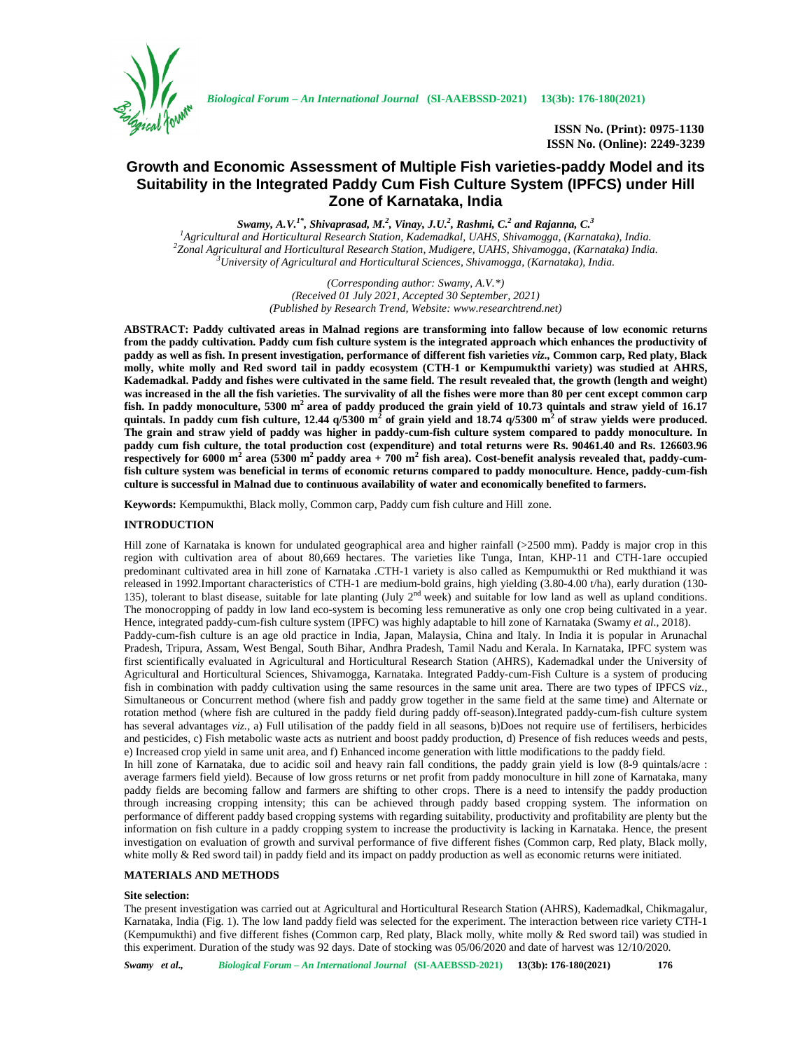# Growth and Economic Assessment of Multiple Fish varieties-paddy Model and its Suitability in the Integrated Paddy Cum Fish Culture System (IPFCS) under Hill Zone of Karnataka, India

*Swamy, A.V.*[1*], *Shivaprasad, M.*[2], *Vinay, J.U.*[2], *Rashmi, C.*[2] *and Rajanna, C.*[3]

[1]Agricultural and Horticultural Research Station, Kademadkal, UAHS, Shivamogga, (Karnataka), India.
[2]Zonal Agricultural and Horticultural Research Station, Mudigere, UAHS, Shivamogga, (Karnataka) India.
[3]University of Agricultural and Horticultural Sciences, Shivamogga, (Karnataka), India.

*(Corresponding author: Swamy, A.V.\*)*
*(Received 01 July 2021, Accepted 30 September, 2021)*
*(Published by Research Trend, Website: www.researchtrend.net)*

**ABSTRACT: Paddy cultivated areas in Malnad regions are transforming into fallow because of low economic returns from the paddy cultivation. Paddy cum fish culture system is the integrated approach which enhances the productivity of paddy as well as fish. In present investigation, performance of different fish varieties *viz.*, Common carp, Red platy, Black molly, white molly and Red sword tail in paddy ecosystem (CTH-1 or Kempumukthi variety) was studied at AHRS, Kademadkal. Paddy and fishes were cultivated in the same field. The result revealed that, the growth (length and weight) was increased in the all the fish varieties. The survivality of all the fishes were more than 80 per cent except common carp fish. In paddy monoculture, 5300 m$^2$ area of paddy produced the grain yield of 10.73 quintals and straw yield of 16.17 quintals. In paddy cum fish culture, 12.44 q/5300 m$^2$ of grain yield and 18.74 q/5300 m$^2$ of straw yields were produced. The grain and straw yield of paddy was higher in paddy-cum-fish culture system compared to paddy monoculture. In paddy cum fish culture, the total production cost (expenditure) and total returns were Rs. 90461.40 and Rs. 126603.96 respectively for 6000 m$^2$ area (5300 m$^2$ paddy area + 700 m$^2$ fish area). Cost-benefit analysis revealed that, paddy-cum-fish culture system was beneficial in terms of economic returns compared to paddy monoculture. Hence, paddy-cum-fish culture is successful in Malnad due to continuous availability of water and economically benefited to farmers.**

**Keywords:** Kempumukthi, Black molly, Common carp, Paddy cum fish culture and Hill zone.

## INTRODUCTION

Hill zone of Karnataka is known for undulated geographical area and higher rainfall (>2500 mm). Paddy is major crop in this region with cultivation area of about 80,669 hectares. The varieties like Tunga, Intan, KHP-11 and CTH-1are occupied predominant cultivated area in hill zone of Karnataka .CTH-1 variety is also called as Kempumukthi or Red mukthiand it was released in 1992.Important characteristics of CTH-1 are medium-bold grains, high yielding (3.80-4.00 t/ha), early duration (130-135), tolerant to blast disease, suitable for late planting (July 2$^{nd}$ week) and suitable for low land as well as upland conditions. The monocropping of paddy in low land eco-system is becoming less remunerative as only one crop being cultivated in a year. Hence, integrated paddy-cum-fish culture system (IPFC) was highly adaptable to hill zone of Karnataka (Swamy *et al.,* 2018).

Paddy-cum-fish culture is an age old practice in India, Japan, Malaysia, China and Italy. In India it is popular in Arunachal Pradesh, Tripura, Assam, West Bengal, South Bihar, Andhra Pradesh, Tamil Nadu and Kerala. In Karnataka, IPFC system was first scientifically evaluated in Agricultural and Horticultural Research Station (AHRS), Kademadkal under the University of Agricultural and Horticultural Sciences, Shivamogga, Karnataka. Integrated Paddy-cum-Fish Culture is a system of producing fish in combination with paddy cultivation using the same resources in the same unit area. There are two types of IPFCS *viz.,* Simultaneous or Concurrent method (where fish and paddy grow together in the same field at the same time) and Alternate or rotation method (where fish are cultured in the paddy field during paddy off-season).Integrated paddy-cum-fish culture system has several advantages *viz.*, a) Full utilisation of the paddy field in all seasons, b)Does not require use of fertilisers, herbicides and pesticides, c) Fish metabolic waste acts as nutrient and boost paddy production, d) Presence of fish reduces weeds and pests, e) Increased crop yield in same unit area, and f) Enhanced income generation with little modifications to the paddy field.

In hill zone of Karnataka, due to acidic soil and heavy rain fall conditions, the paddy grain yield is low (8-9 quintals/acre : average farmers field yield). Because of low gross returns or net profit from paddy monoculture in hill zone of Karnataka, many paddy fields are becoming fallow and farmers are shifting to other crops. There is a need to intensify the paddy production through increasing cropping intensity; this can be achieved through paddy based cropping system. The information on performance of different paddy based cropping systems with regarding suitability, productivity and profitability are plenty but the information on fish culture in a paddy cropping system to increase the productivity is lacking in Karnataka. Hence, the present investigation on evaluation of growth and survival performance of five different fishes (Common carp, Red platy, Black molly, white molly & Red sword tail) in paddy field and its impact on paddy production as well as economic returns were initiated.

## MATERIALS AND METHODS

**Site selection:**

The present investigation was carried out at Agricultural and Horticultural Research Station (AHRS), Kademadkal, Chikmagalur, Karnataka, India (Fig. 1). The low land paddy field was selected for the experiment. The interaction between rice variety CTH-1 (Kempumukthi) and five different fishes (Common carp, Red platy, Black molly, white molly & Red sword tail) was studied in this experiment. Duration of the study was 92 days. Date of stocking was 05/06/2020 and date of harvest was 12/10/2020.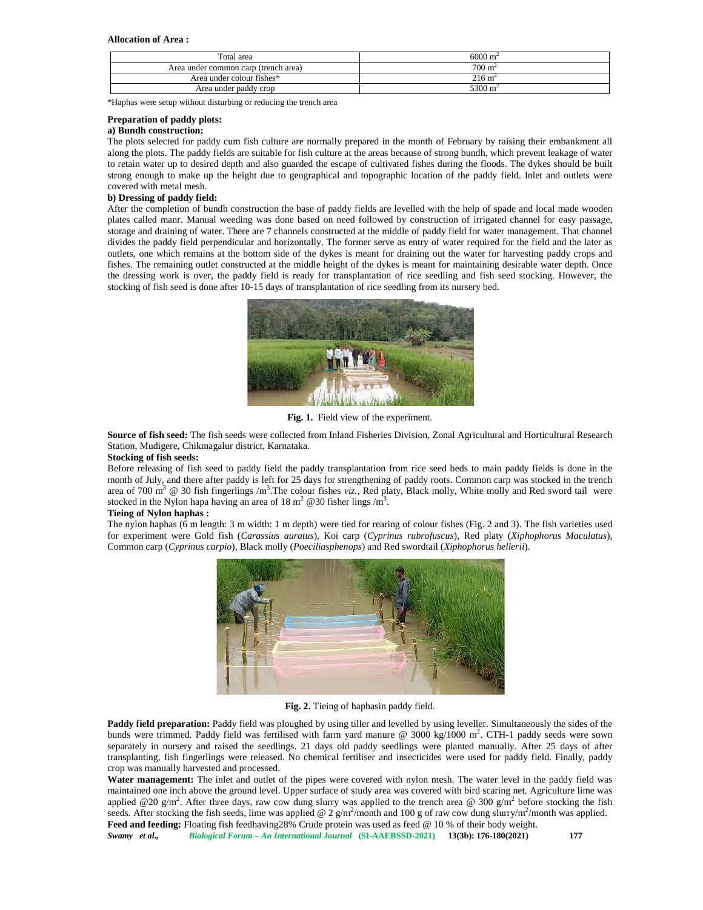**Allocation of Area :**

| Total area | $6000\ m^2$ |
|---|---|
| Area under common carp (trench area) | $700\ m^2$ |
| Area under colour fishes* | $216\ m^2$ |
| Area under paddy crop | $5300\ m^2$ |

*Haphas were setup without disturbing or reducing the trench area

**Preparation of paddy plots:**

**a) Bundh construction:**

The plots selected for paddy cum fish culture are normally prepared in the month of February by raising their embankment all along the plots. The paddy fields are suitable for fish culture at the areas because of strong bundh, which prevent leakage of water to retain water up to desired depth and also guarded the escape of cultivated fishes during the floods. The dykes should be built strong enough to make up the height due to geographical and topographic location of the paddy field. Inlet and outlets were covered with metal mesh.

**b) Dressing of paddy field:**

After the completion of bundh construction the base of paddy fields are levelled with the help of spade and local made wooden plates called manr. Manual weeding was done based on need followed by construction of irrigated channel for easy passage, storage and draining of water. There are 7 channels constructed at the middle of paddy field for water management. That channel divides the paddy field perpendicular and horizontally. The former serve as entry of water required for the field and the later as outlets, one which remains at the bottom side of the dykes is meant for draining out the water for harvesting paddy crops and fishes. The remaining outlet constructed at the middle height of the dykes is meant for maintaining desirable water depth. Once the dressing work is over, the paddy field is ready for transplantation of rice seedling and fish seed stocking. However, the stocking of fish seed is done after 10-15 days of transplantation of rice seedling from its nursery bed.

**Fig. 1.** Field view of the experiment.

**Source of fish seed:** The fish seeds were collected from Inland Fisheries Division, Zonal Agricultural and Horticultural Research Station, Mudigere, Chikmagalur district, Karnataka.

**Stocking of fish seeds:**

Before releasing of fish seed to paddy field the paddy transplantation from rice seed beds to main paddy fields is done in the month of July, and there after paddy is left for 25 days for strengthening of paddy roots. Common carp was stocked in the trench area of $700\ m^3$ @ 30 fish fingerlings $/m^3$.The colour fishes *viz.,* Red platy, Black molly, White molly and Red sword tail were stocked in the Nylon hapa having an area of $18\ m^2$ @30 fisher lings $/m^3$.

**Tieing of Nylon haphas :**

The nylon haphas (6 m length: 3 m width: 1 m depth) were tied for rearing of colour fishes (Fig. 2 and 3). The fish varieties used for experiment were Gold fish (*Carassius auratus*), Koi carp (*Cyprinus rubrofuscus*), Red platy (*Xiphophorus Maculatus*), Common carp (*Cyprinus carpio*), Black molly (*Poeciliasphenops*) and Red swordtail (*Xiphophorus hellerii*).

**Fig. 2.** Tieing of haphasin paddy field.

**Paddy field preparation:** Paddy field was ploughed by using tiller and levelled by using leveller. Simultaneously the sides of the bunds were trimmed. Paddy field was fertilised with farm yard manure @ 3000 kg/1000 $m^2$. CTH-1 paddy seeds were sown separately in nursery and raised the seedlings. 21 days old paddy seedlings were planted manually. After 25 days of after transplanting, fish fingerlings were released. No chemical fertiliser and insecticides were used for paddy field. Finally, paddy crop was manually harvested and processed.

**Water management:** The inlet and outlet of the pipes were covered with nylon mesh. The water level in the paddy field was maintained one inch above the ground level. Upper surface of study area was covered with bird scaring net. Agriculture lime was applied @20 $g/m^2$. After three days, raw cow dung slurry was applied to the trench area @ 300 $g/m^2$ before stocking the fish seeds. After stocking the fish seeds, lime was applied @ 2 $g/m^2$/month and 100 g of raw cow dung slurry/$m^2$/month was applied.

**Feed and feeding:** Floating fish feedhaving28% Crude protein was used as feed @ 10 % of their body weight.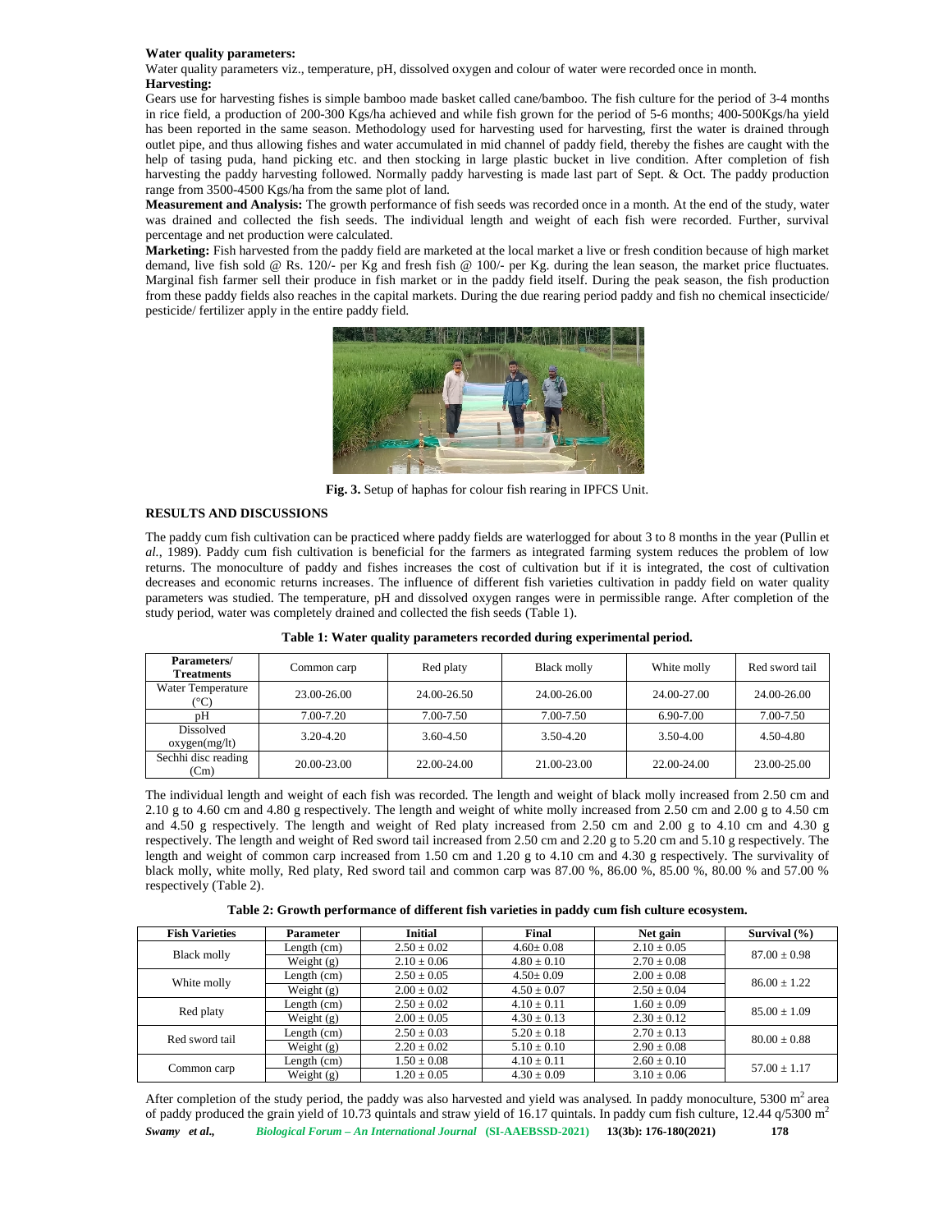**Water quality parameters:**

Water quality parameters viz., temperature, pH, dissolved oxygen and colour of water were recorded once in month.

**Harvesting:**

Gears use for harvesting fishes is simple bamboo made basket called cane/bamboo. The fish culture for the period of 3-4 months in rice field, a production of 200-300 Kgs/ha achieved and while fish grown for the period of 5-6 months; 400-500Kgs/ha yield has been reported in the same season. Methodology used for harvesting used for harvesting, first the water is drained through outlet pipe, and thus allowing fishes and water accumulated in mid channel of paddy field, thereby the fishes are caught with the help of tasing puda, hand picking etc. and then stocking in large plastic bucket in live condition. After completion of fish harvesting the paddy harvesting followed. Normally paddy harvesting is made last part of Sept. & Oct. The paddy production range from 3500-4500 Kgs/ha from the same plot of land.

**Measurement and Analysis:** The growth performance of fish seeds was recorded once in a month. At the end of the study, water was drained and collected the fish seeds. The individual length and weight of each fish were recorded. Further, survival percentage and net production were calculated.

**Marketing:** Fish harvested from the paddy field are marketed at the local market a live or fresh condition because of high market demand, live fish sold @ Rs. 120/- per Kg and fresh fish @ 100/- per Kg. during the lean season, the market price fluctuates. Marginal fish farmer sell their produce in fish market or in the paddy field itself. During the peak season, the fish production from these paddy fields also reaches in the capital markets. During the due rearing period paddy and fish no chemical insecticide/ pesticide/ fertilizer apply in the entire paddy field.

**Fig. 3.** Setup of haphas for colour fish rearing in IPFCS Unit.

## RESULTS AND DISCUSSIONS

The paddy cum fish cultivation can be practiced where paddy fields are waterlogged for about 3 to 8 months in the year (Pullin et *al.*, 1989). Paddy cum fish cultivation is beneficial for the farmers as integrated farming system reduces the problem of low returns. The monoculture of paddy and fishes increases the cost of cultivation but if it is integrated, the cost of cultivation decreases and economic returns increases. The influence of different fish varieties cultivation in paddy field on water quality parameters was studied. The temperature, pH and dissolved oxygen ranges were in permissible range. After completion of the study period, water was completely drained and collected the fish seeds (Table 1).

**Table 1: Water quality parameters recorded during experimental period.**

| Parameters/ Treatments | Common carp | Red platy | Black molly | White molly | Red sword tail |
|---|---|---|---|---|---|
| Water Temperature (°C) | 23.00-26.00 | 24.00-26.50 | 24.00-26.00 | 24.00-27.00 | 24.00-26.00 |
| pH | 7.00-7.20 | 7.00-7.50 | 7.00-7.50 | 6.90-7.00 | 7.00-7.50 |
| Dissolved oxygen(mg/lt) | 3.20-4.20 | 3.60-4.50 | 3.50-4.20 | 3.50-4.00 | 4.50-4.80 |
| Sechhi disc reading (Cm) | 20.00-23.00 | 22.00-24.00 | 21.00-23.00 | 22.00-24.00 | 23.00-25.00 |

The individual length and weight of each fish was recorded. The length and weight of black molly increased from 2.50 cm and 2.10 g to 4.60 cm and 4.80 g respectively. The length and weight of white molly increased from 2.50 cm and 2.00 g to 4.50 cm and 4.50 g respectively. The length and weight of Red platy increased from 2.50 cm and 2.00 g to 4.10 cm and 4.30 g respectively. The length and weight of Red sword tail increased from 2.50 cm and 2.20 g to 5.20 cm and 5.10 g respectively. The length and weight of common carp increased from 1.50 cm and 1.20 g to 4.10 cm and 4.30 g respectively. The survivality of black molly, white molly, Red platy, Red sword tail and common carp was 87.00 %, 86.00 %, 85.00 %, 80.00 % and 57.00 % respectively (Table 2).

**Table 2: Growth performance of different fish varieties in paddy cum fish culture ecosystem.**

| Fish Varieties | Parameter | Initial | Final | Net gain | Survival (%) |
|---|---|---|---|---|---|
| Black molly | Length (cm) | 2.50 ± 0.02 | 4.60± 0.08 | 2.10 ± 0.05 | 87.00 ± 0.98 |
| | Weight (g) | 2.10 ± 0.06 | 4.80 ± 0.10 | 2.70 ± 0.08 | |
| White molly | Length (cm) | 2.50 ± 0.05 | 4.50± 0.09 | 2.00 ± 0.08 | 86.00 ± 1.22 |
| | Weight (g) | 2.00 ± 0.02 | 4.50 ± 0.07 | 2.50 ± 0.04 | |
| Red platy | Length (cm) | 2.50 ± 0.02 | 4.10 ± 0.11 | 1.60 ± 0.09 | 85.00 ± 1.09 |
| | Weight (g) | 2.00 ± 0.05 | 4.30 ± 0.13 | 2.30 ± 0.12 | |
| Red sword tail | Length (cm) | 2.50 ± 0.03 | 5.20 ± 0.18 | 2.70 ± 0.13 | 80.00 ± 0.88 |
| | Weight (g) | 2.20 ± 0.02 | 5.10 ± 0.10 | 2.90 ± 0.08 | |
| Common carp | Length (cm) | 1.50 ± 0.08 | 4.10 ± 0.11 | 2.60 ± 0.10 | 57.00 ± 1.17 |
| | Weight (g) | 1.20 ± 0.05 | 4.30 ± 0.09 | 3.10 ± 0.06 | |

After completion of the study period, the paddy was also harvested and yield was analysed. In paddy monoculture, 5300 $m^2$ area of paddy produced the grain yield of 10.73 quintals and straw yield of 16.17 quintals. In paddy cum fish culture, 12.44 q/5300 $m^2$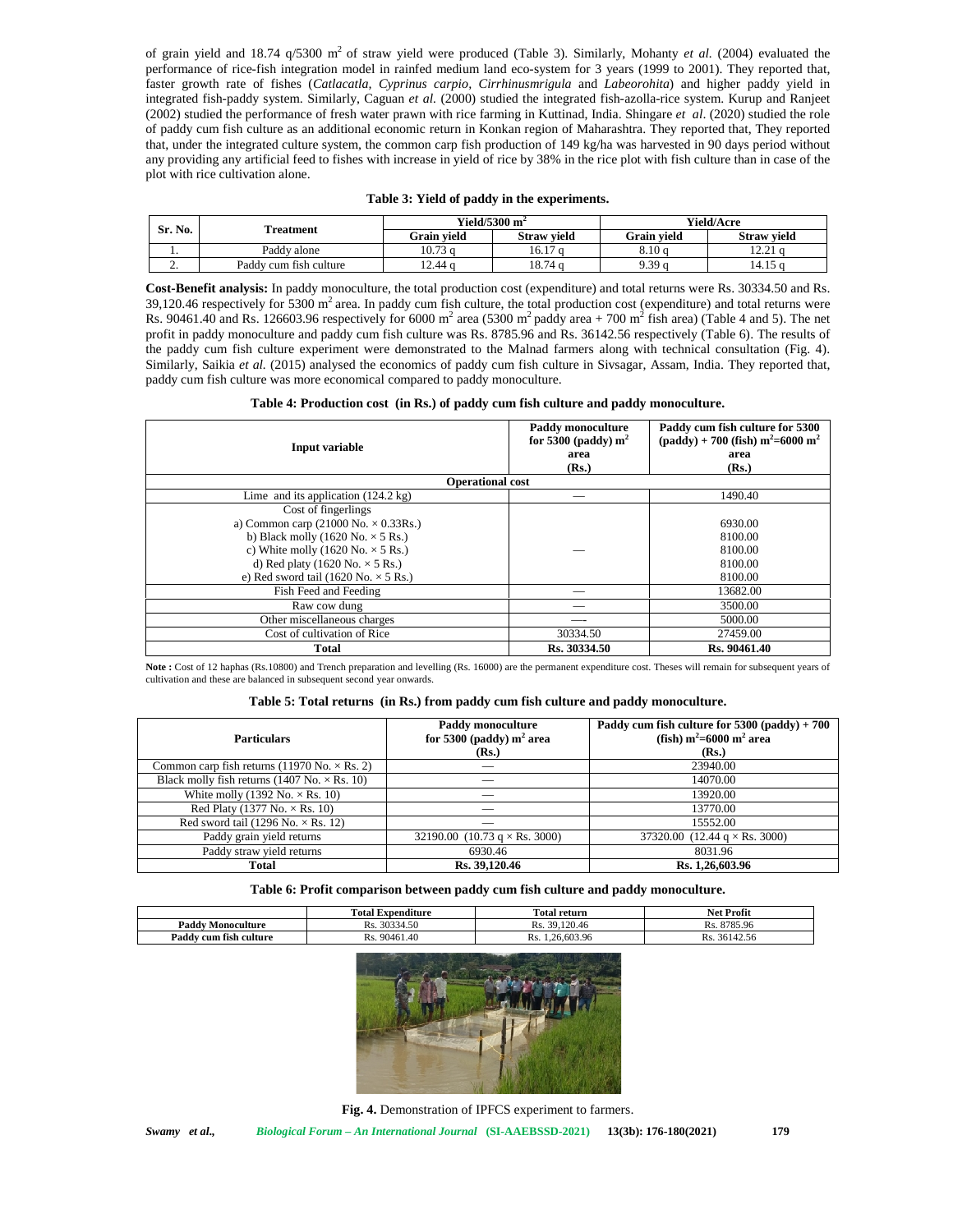of grain yield and 18.74 q/5300 $m^2$ of straw yield were produced (Table 3). Similarly, Mohanty *et al.* (2004) evaluated the performance of rice-fish integration model in rainfed medium land eco-system for 3 years (1999 to 2001). They reported that, faster growth rate of fishes (*Catlacatla, Cyprinus carpio, Cirrhinusmrigula* and *Labeorohita*) and higher paddy yield in integrated fish-paddy system. Similarly, Caguan *et al.* (2000) studied the integrated fish-azolla-rice system. Kurup and Ranjeet (2002) studied the performance of fresh water prawn with rice farming in Kuttinad, India. Shingare *et al*. (2020) studied the role of paddy cum fish culture as an additional economic return in Konkan region of Maharashtra. They reported that, They reported that, under the integrated culture system, the common carp fish production of 149 kg/ha was harvested in 90 days period without any providing any artificial feed to fishes with increase in yield of rice by 38% in the rice plot with fish culture than in case of the plot with rice cultivation alone.

**Table 3: Yield of paddy in the experiments.**

| Sr. No. | Treatment | Yield/5300 $m^2$ | | Yield/Acre | |
|---|---|---|---|---|---|
| | | Grain yield | Straw yield | Grain yield | Straw yield |
| 1. | Paddy alone | 10.73 q | 16.17 q | 8.10 q | 12.21 q |
| 2. | Paddy cum fish culture | 12.44 q | 18.74 q | 9.39 q | 14.15 q |

**Cost-Benefit analysis:** In paddy monoculture, the total production cost (expenditure) and total returns were Rs. 30334.50 and Rs. 39,120.46 respectively for 5300 $m^2$ area. In paddy cum fish culture, the total production cost (expenditure) and total returns were Rs. 90461.40 and Rs. 126603.96 respectively for 6000 $m^2$ area (5300 $m^2$ paddy area + 700 $m^2$ fish area) (Table 4 and 5). The net profit in paddy monoculture and paddy cum fish culture was Rs. 8785.96 and Rs. 36142.56 respectively (Table 6). The results of the paddy cum fish culture experiment were demonstrated to the Malnad farmers along with technical consultation (Fig. 4). Similarly, Saikia *et al.* (2015) analysed the economics of paddy cum fish culture in Sivsagar, Assam, India. They reported that, paddy cum fish culture was more economical compared to paddy monoculture.

**Table 4: Production cost (in Rs.) of paddy cum fish culture and paddy monoculture.**

| Input variable | Paddy monoculture for 5300 (paddy) $m^2$ area (Rs.) | Paddy cum fish culture for 5300 (paddy) + 700 (fish) $m^2$=6000 $m^2$ area (Rs.) |
|---|---|---|
| **Operational cost** | | |
| Lime and its application (124.2 kg) | — | 1490.40 |
| Cost of fingerlings | | |
| a) Common carp (21000 No. × 0.33Rs.) | | 6930.00 |
| b) Black molly (1620 No. × 5 Rs.) | | 8100.00 |
| c) White molly (1620 No. × 5 Rs.) | — | 8100.00 |
| d) Red platy (1620 No. × 5 Rs.) | | 8100.00 |
| e) Red sword tail (1620 No. × 5 Rs.) | | 8100.00 |
| Fish Feed and Feeding | — | 13682.00 |
| Raw cow dung | — | 3500.00 |
| Other miscellaneous charges | — | 5000.00 |
| Cost of cultivation of Rice | 30334.50 | 27459.00 |
| **Total** | **Rs. 30334.50** | **Rs. 90461.40** |

**Note :** Cost of 12 haphas (Rs.10800) and Trench preparation and levelling (Rs. 16000) are the permanent expenditure cost. Theses will remain for subsequent years of cultivation and these are balanced in subsequent second year onwards.

**Table 5: Total returns (in Rs.) from paddy cum fish culture and paddy monoculture.**

| Particulars | Paddy monoculture for 5300 (paddy) $m^2$ area (Rs.) | Paddy cum fish culture for 5300 (paddy) + 700 (fish) $m^2$=6000 $m^2$ area (Rs.) |
|---|---|---|
| Common carp fish returns (11970 No. × Rs. 2) | — | 23940.00 |
| Black molly fish returns (1407 No. × Rs. 10) | — | 14070.00 |
| White molly (1392 No. × Rs. 10) | — | 13920.00 |
| Red Platy (1377 No. × Rs. 10) | — | 13770.00 |
| Red sword tail (1296 No. × Rs. 12) | — | 15552.00 |
| Paddy grain yield returns | 32190.00 (10.73 q × Rs. 3000) | 37320.00 (12.44 q × Rs. 3000) |
| Paddy straw yield returns | 6930.46 | 8031.96 |
| **Total** | **Rs. 39,120.46** | **Rs. 1,26,603.96** |

**Table 6: Profit comparison between paddy cum fish culture and paddy monoculture.**

| | Total Expenditure | Total return | Net Profit |
|---|---|---|---|
| **Paddy Monoculture** | Rs. 30334.50 | Rs. 39,120.46 | Rs. 8785.96 |
| **Paddy cum fish culture** | Rs. 90461.40 | Rs. 1,26,603.96 | Rs. 36142.56 |

**Fig. 4.** Demonstration of IPFCS experiment to farmers.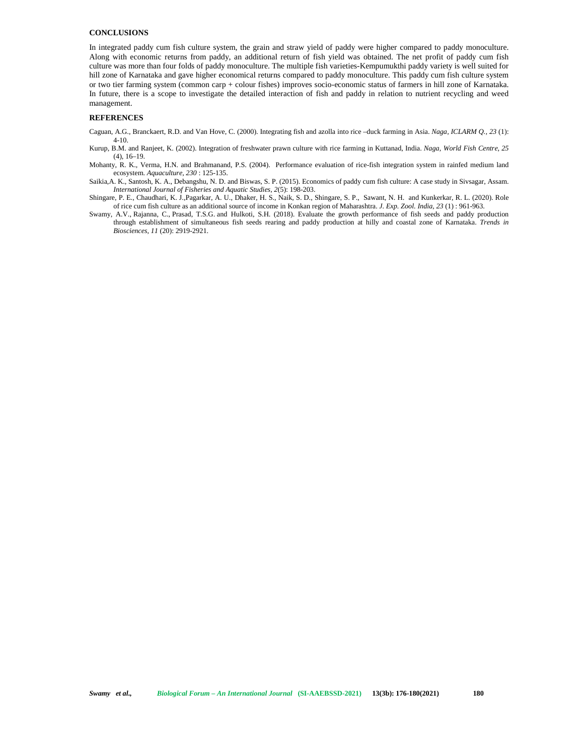## CONCLUSIONS

In integrated paddy cum fish culture system, the grain and straw yield of paddy were higher compared to paddy monoculture. Along with economic returns from paddy, an additional return of fish yield was obtained. The net profit of paddy cum fish culture was more than four folds of paddy monoculture. The multiple fish varieties-Kempumukthi paddy variety is well suited for hill zone of Karnataka and gave higher economical returns compared to paddy monoculture. This paddy cum fish culture system or two tier farming system (common carp + colour fishes) improves socio-economic status of farmers in hill zone of Karnataka. In future, there is a scope to investigate the detailed interaction of fish and paddy in relation to nutrient recycling and weed management.

## REFERENCES

Caguan, A.G., Branckaert, R.D. and Van Hove, C. (2000). Integrating fish and azolla into rice –duck farming in Asia. *Naga, ICLARM Q., 23* (1): 4-10.

Kurup, B.M. and Ranjeet, K. (2002). Integration of freshwater prawn culture with rice farming in Kuttanad, India. *Naga, World Fish Centre, 25* (4), 16–19.

Mohanty, R. K., Verma, H.N. and Brahmanand, P.S. (2004). Performance evaluation of rice-fish integration system in rainfed medium land ecosystem. *Aquaculture, 230* : 125-135.

Saikia,A. K., Santosh, K. A., Debangshu, N. D. and Biswas, S. P. (2015). Economics of paddy cum fish culture: A case study in Sivsagar, Assam. *International Journal of Fisheries and Aquatic Studies, 2*(5): 198-203.

Shingare, P. E., Chaudhari, K. J.,Pagarkar, A. U., Dhaker, H. S., Naik, S. D., Shingare, S. P., Sawant, N. H. and Kunkerkar, R. L. (2020). Role of rice cum fish culture as an additional source of income in Konkan region of Maharashtra. *J. Exp. Zool. India, 23* (1) : 961-963.

Swamy, A.V., Rajanna, C., Prasad, T.S.G. and Hulkoti, S.H. (2018). Evaluate the growth performance of fish seeds and paddy production through establishment of simultaneous fish seeds rearing and paddy production at hilly and coastal zone of Karnataka. *Trends in Biosciences, 11* (20): 2919-2921.